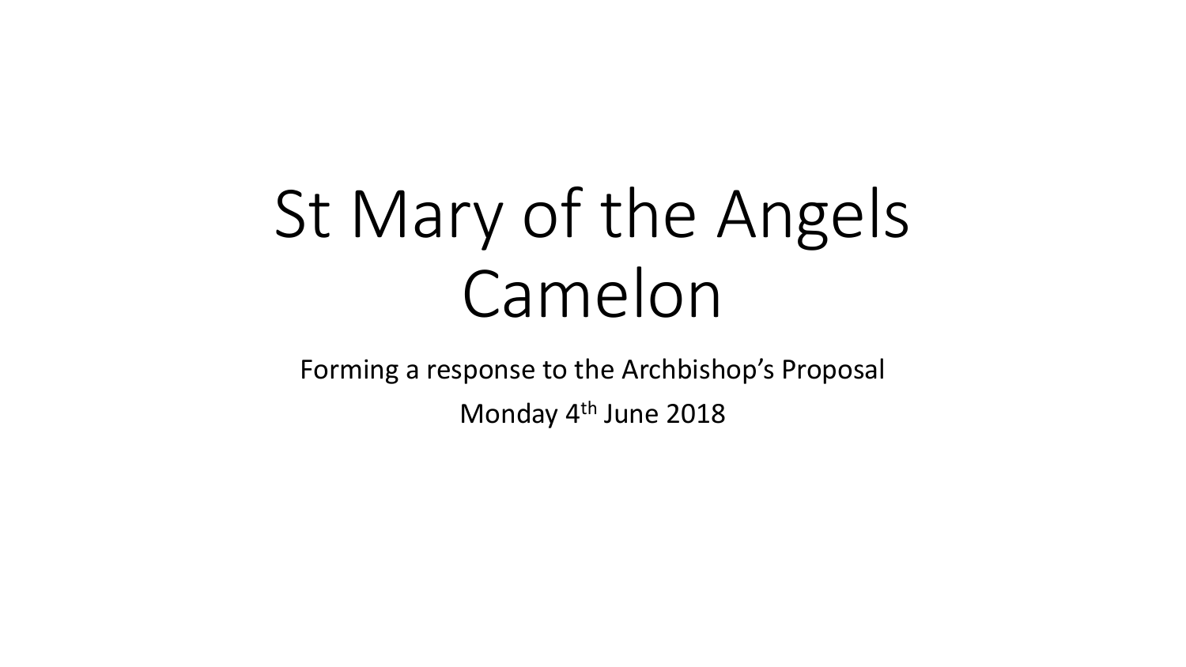# St Mary of the Angels Camelon

Forming a response to the Archbishop's Proposal

Monday 4th June 2018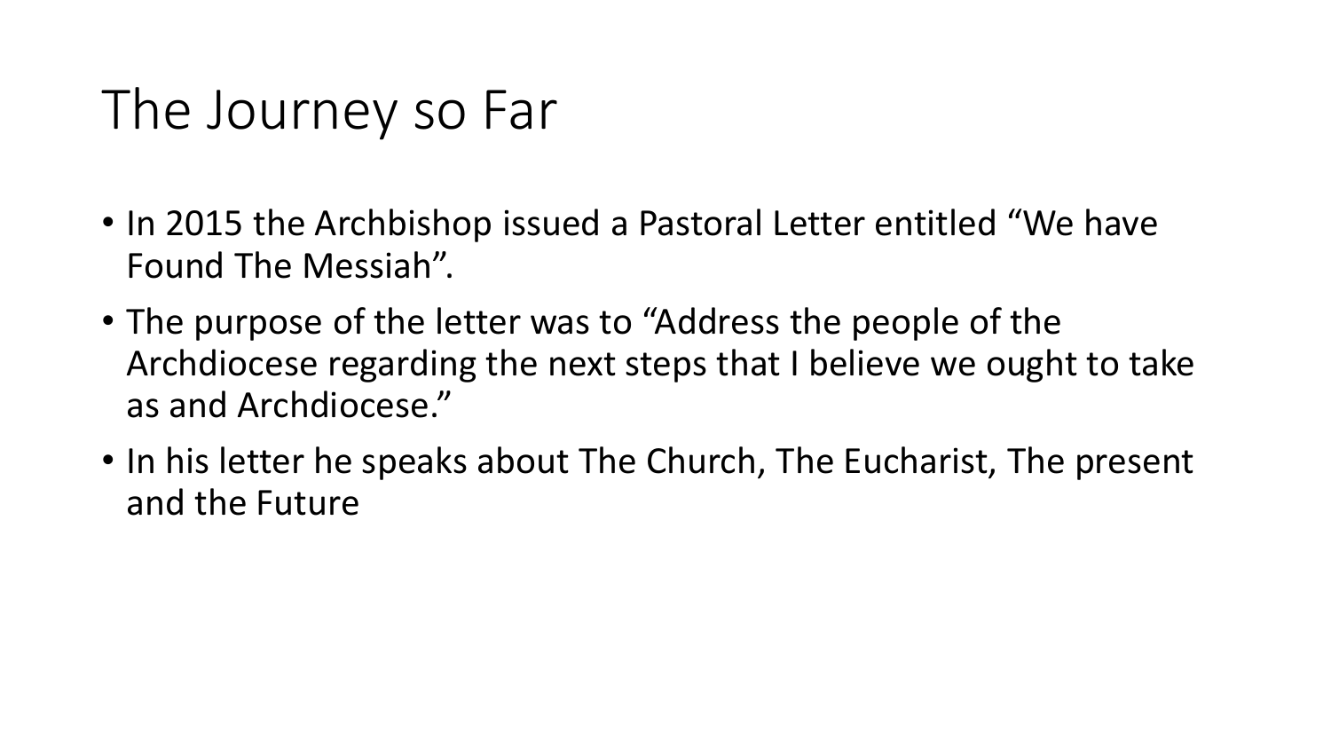# The Journey so Far

- In 2015 the Archbishop issued a Pastoral Letter entitled “We have Found The Messiah”.
- The purpose of the letter was to “Address the people of the Archdiocese regarding the next steps that I believe we ought to take as and Archdiocese.”
- In his letter he speaks about The Church, The Eucharist, The present and the Future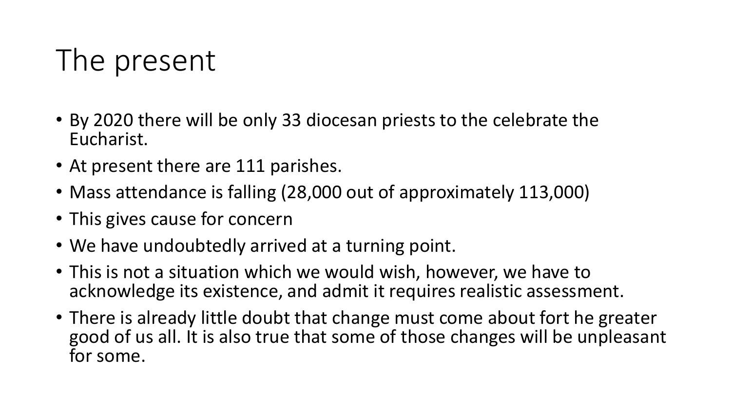# The present

- By 2020 there will be only 33 diocesan priests to the celebrate the Eucharist.
- At present there are 111 parishes.
- Mass attendance is falling (28,000 out of approximately 113,000)
- This gives cause for concern
- We have undoubtedly arrived at a turning point.
- This is not a situation which we would wish, however, we have to acknowledge its existence, and admit it requires realistic assessment.
- There is already little doubt that change must come about fort he greater good of us all. It is also true that some of those changes will be unpleasant for some.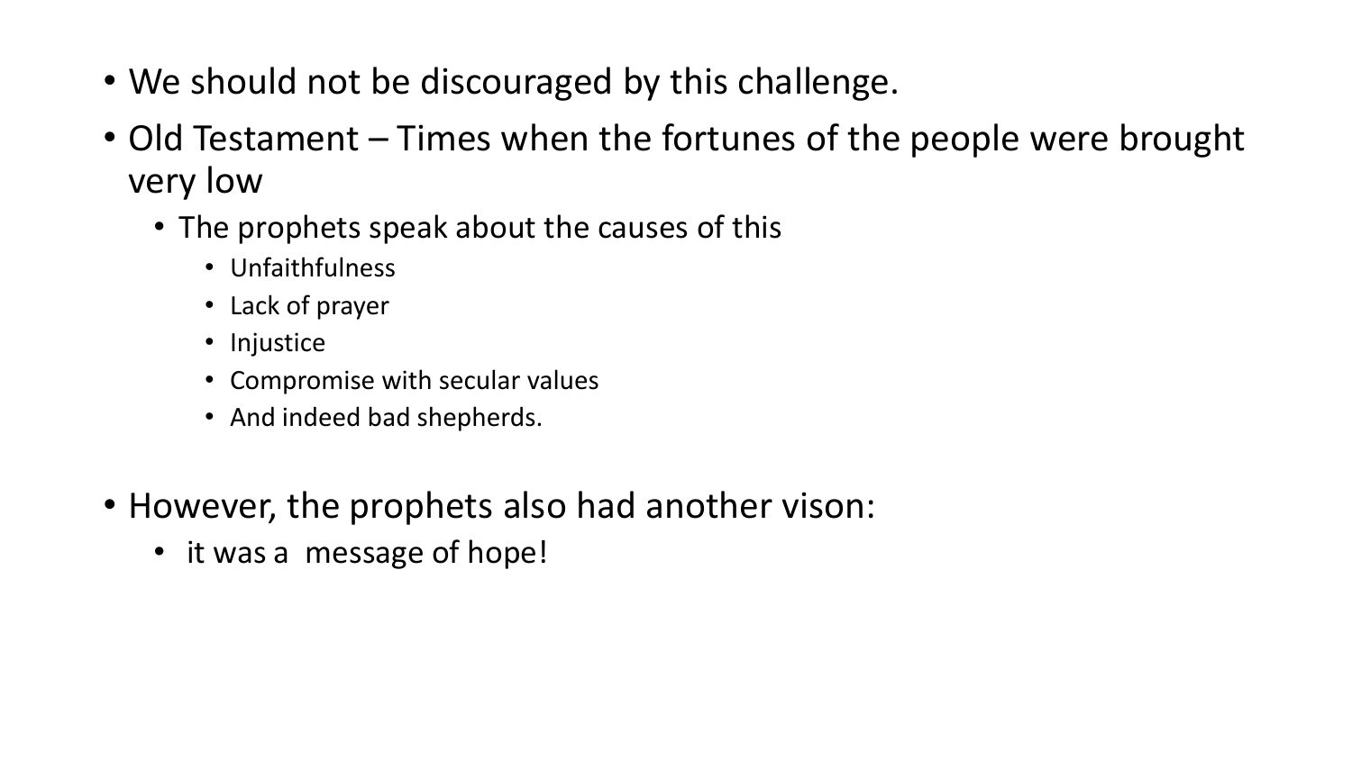- We should not be discouraged by this challenge.
- Old Testament – Times when the fortunes of the people were brought very low
  - The prophets speak about the causes of this
    - Unfaithfulness
    - Lack of prayer
    - Injustice
    - Compromise with secular values
    - And indeed bad shepherds.
- However, the prophets also had another vison:
  - it was a message of hope!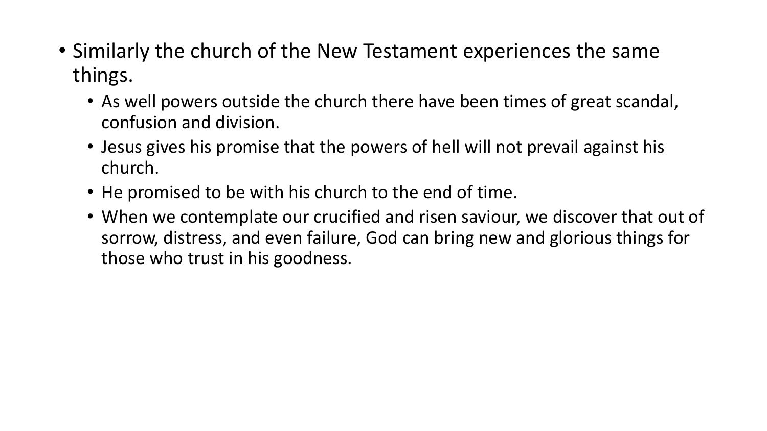- Similarly the church of the New Testament experiences the same things.
  - As well powers outside the church there have been times of great scandal, confusion and division.
  - Jesus gives his promise that the powers of hell will not prevail against his church.
  - He promised to be with his church to the end of time.
  - When we contemplate our crucified and risen saviour, we discover that out of sorrow, distress, and even failure, God can bring new and glorious things for those who trust in his goodness.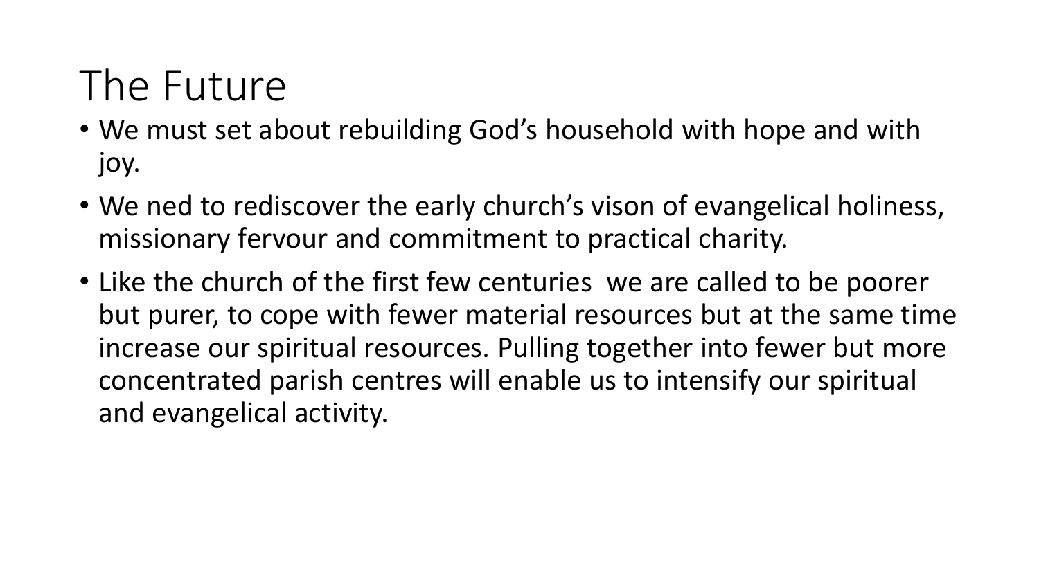# The Future

- We must set about rebuilding God's household with hope and with joy.
- We ned to rediscover the early church's vison of evangelical holiness, missionary fervour and commitment to practical charity.
- Like the church of the first few centuries  we are called to be poorer but purer, to cope with fewer material resources but at the same time increase our spiritual resources. Pulling together into fewer but more concentrated parish centres will enable us to intensify our spiritual and evangelical activity.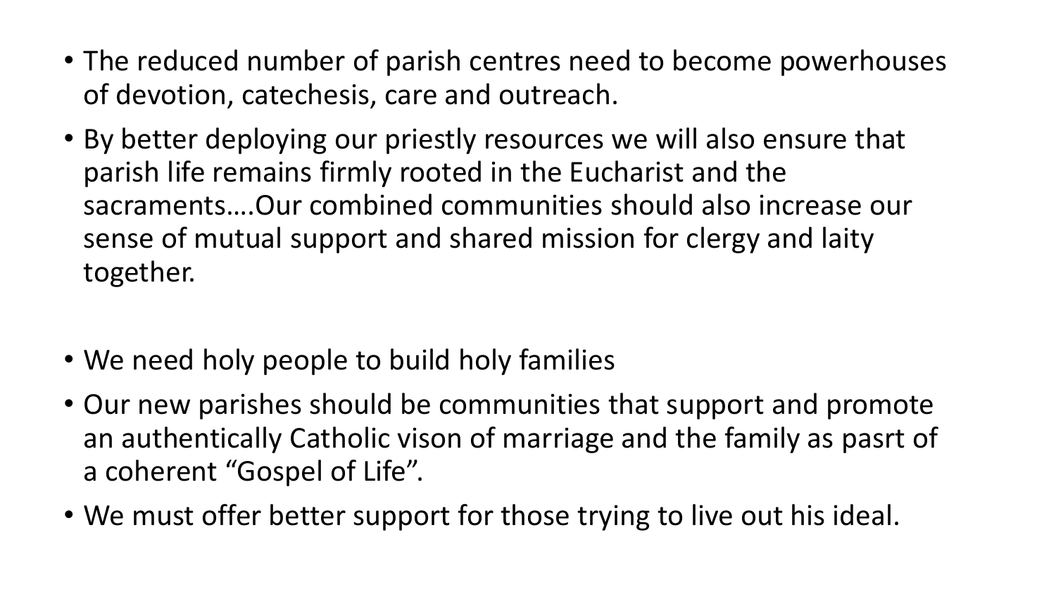- The reduced number of parish centres need to become powerhouses of devotion, catechesis, care and outreach.
- By better deploying our priestly resources we will also ensure that parish life remains firmly rooted in the Eucharist and the sacraments….Our combined communities should also increase our sense of mutual support and shared mission for clergy and laity together.

- We need holy people to build holy families
- Our new parishes should be communities that support and promote an authentically Catholic vison of marriage and the family as pasrt of a coherent “Gospel of Life”.
- We must offer better support for those trying to live out his ideal.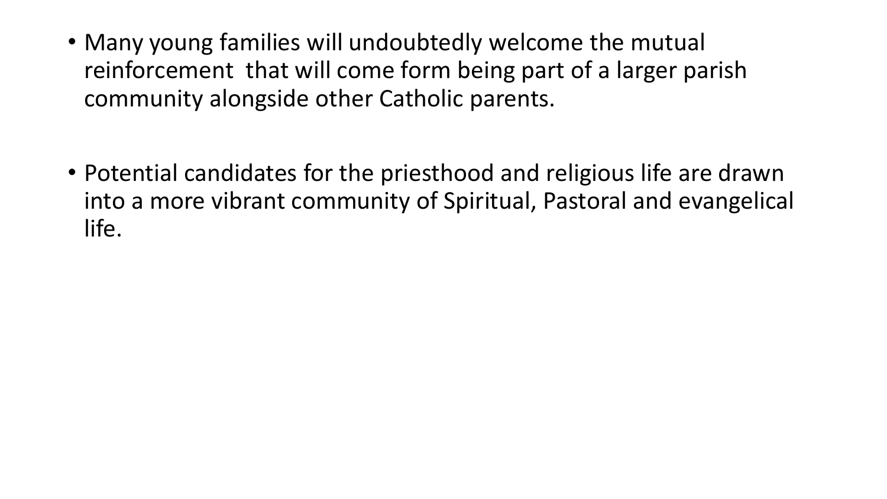- Many young families will undoubtedly welcome the mutual reinforcement  that will come form being part of a larger parish community alongside other Catholic parents.

- Potential candidates for the priesthood and religious life are drawn into a more vibrant community of Spiritual, Pastoral and evangelical life.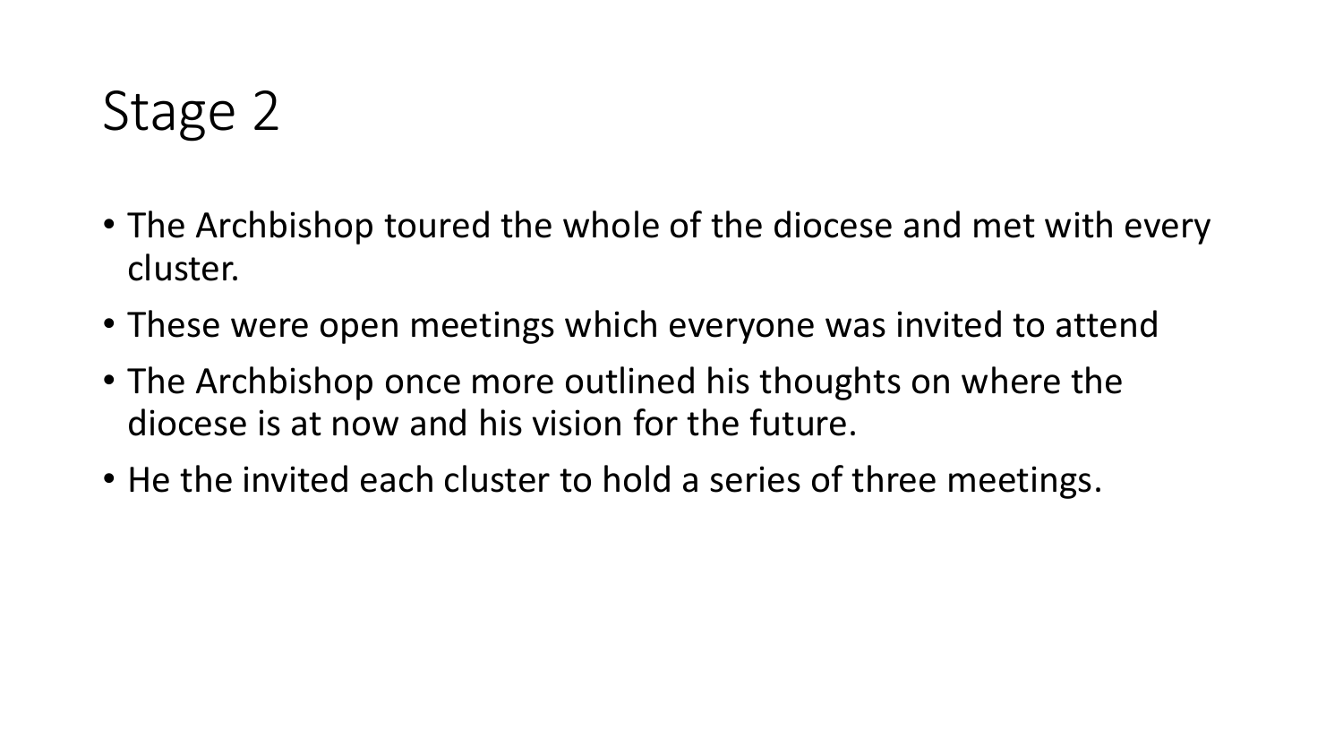# Stage 2

- The Archbishop toured the whole of the diocese and met with every cluster.
- These were open meetings which everyone was invited to attend
- The Archbishop once more outlined his thoughts on where the diocese is at now and his vision for the future.
- He the invited each cluster to hold a series of three meetings.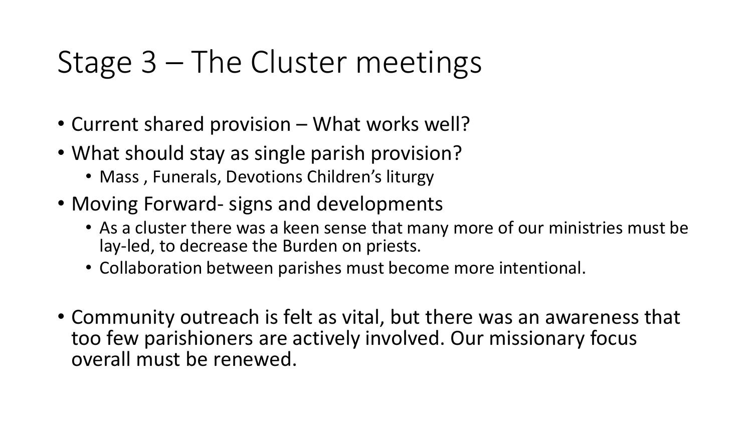# Stage 3 – The Cluster meetings

- Current shared provision – What works well?
- What should stay as single parish provision?
  - Mass , Funerals, Devotions Children's liturgy
- Moving Forward- signs and developments
  - As a cluster there was a keen sense that many more of our ministries must be lay-led, to decrease the Burden on priests.
  - Collaboration between parishes must become more intentional.

- Community outreach is felt as vital, but there was an awareness that too few parishioners are actively involved. Our missionary focus overall must be renewed.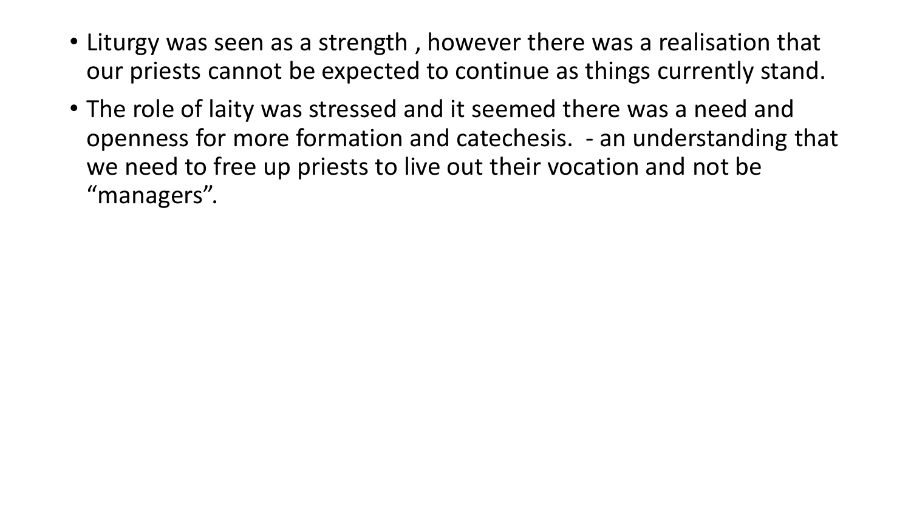- Liturgy was seen as a strength , however there was a realisation that our priests cannot be expected to continue as things currently stand.
- The role of laity was stressed and it seemed there was a need and openness for more formation and catechesis.  - an understanding that we need to free up priests to live out their vocation and not be "managers".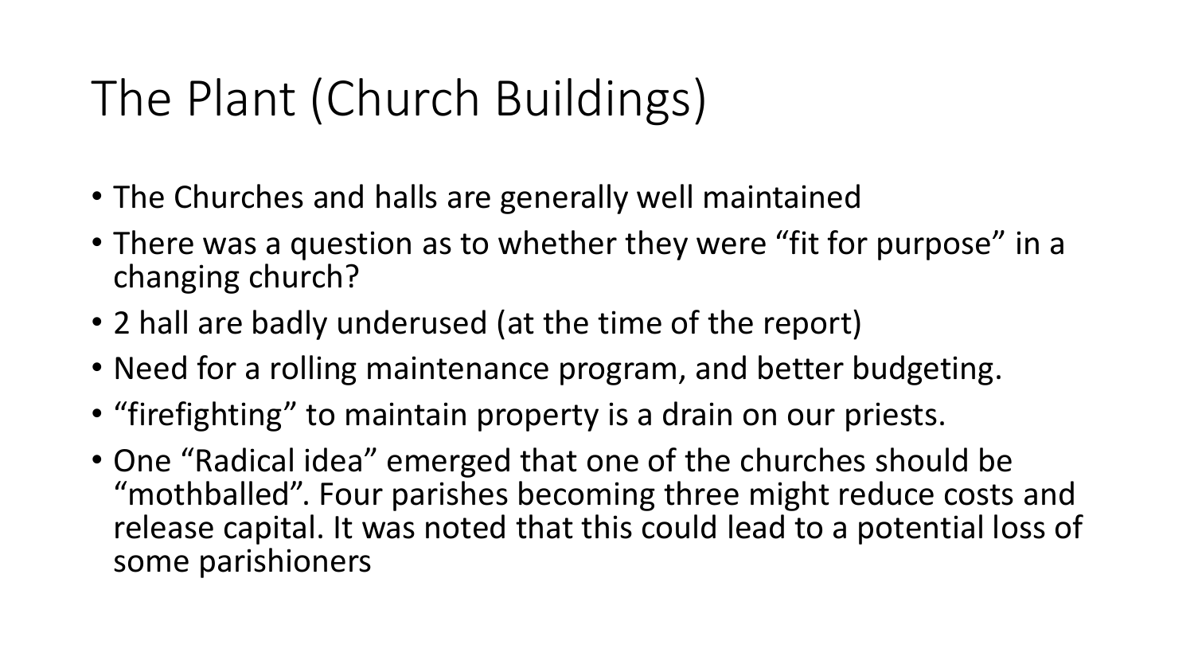# The Plant (Church Buildings)

- The Churches and halls are generally well maintained
- There was a question as to whether they were “fit for purpose” in a changing church?
- 2 hall are badly underused (at the time of the report)
- Need for a rolling maintenance program, and better budgeting.
- “firefighting” to maintain property is a drain on our priests.
- One “Radical idea” emerged that one of the churches should be “mothballed”. Four parishes becoming three might reduce costs and release capital. It was noted that this could lead to a potential loss of some parishioners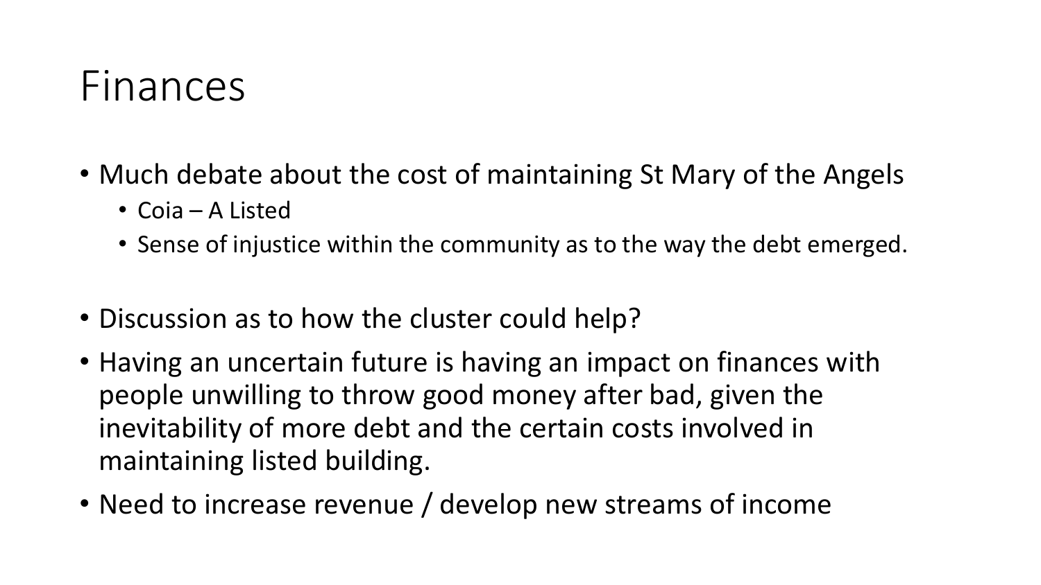# Finances

- Much debate about the cost of maintaining St Mary of the Angels
  - Coia – A Listed
  - Sense of injustice within the community as to the way the debt emerged.

- Discussion as to how the cluster could help?
- Having an uncertain future is having an impact on finances with people unwilling to throw good money after bad, given the inevitability of more debt and the certain costs involved in maintaining listed building.
- Need to increase revenue / develop new streams of income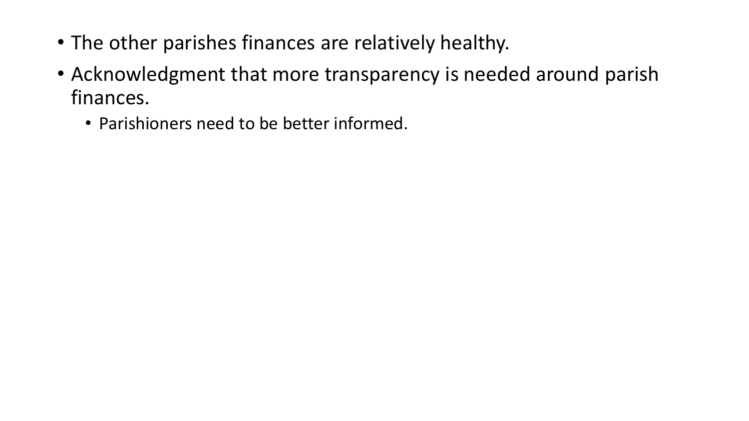- The other parishes finances are relatively healthy.
- Acknowledgment that more transparency is needed around parish finances.
  - Parishioners need to be better informed.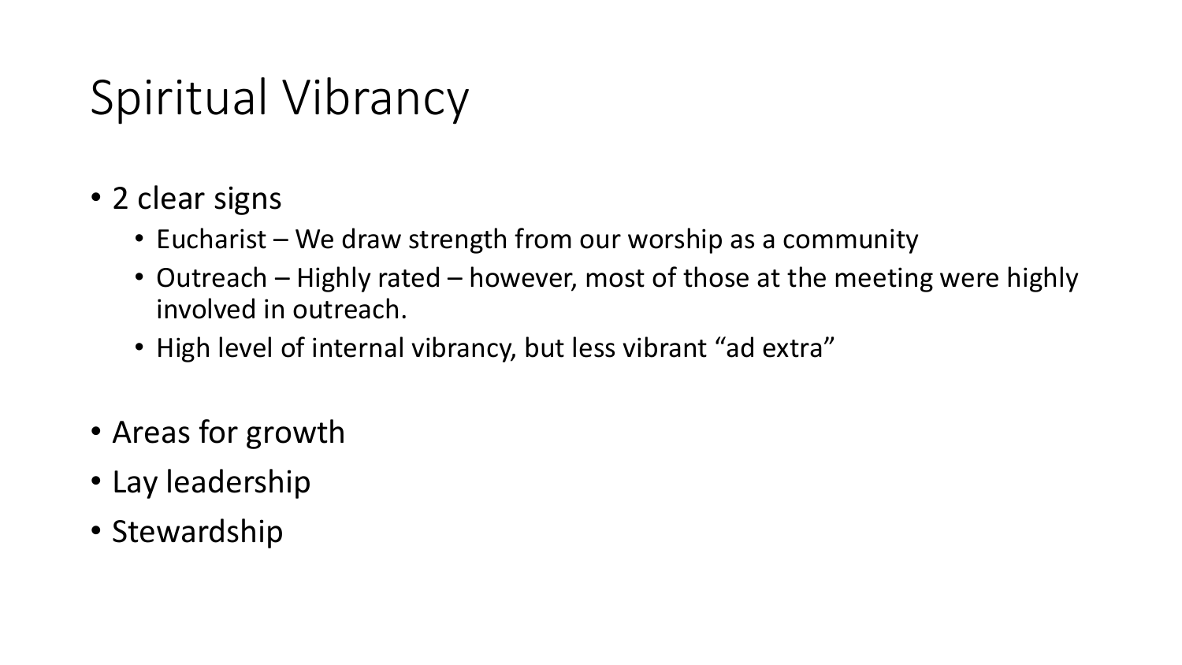# Spiritual Vibrancy

- 2 clear signs
  - Eucharist – We draw strength from our worship as a community
  - Outreach – Highly rated – however, most of those at the meeting were highly involved in outreach.
  - High level of internal vibrancy, but less vibrant “ad extra”

- Areas for growth
- Lay leadership
- Stewardship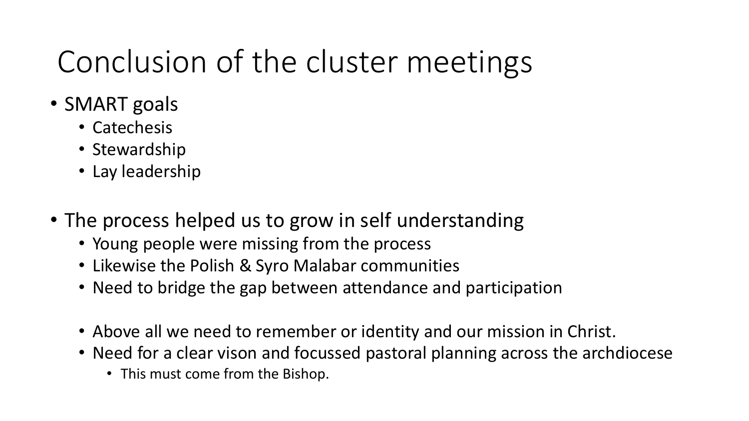# Conclusion of the cluster meetings

- SMART goals
  - Catechesis
  - Stewardship
  - Lay leadership

- The process helped us to grow in self understanding
  - Young people were missing from the process
  - Likewise the Polish & Syro Malabar communities
  - Need to bridge the gap between attendance and participation

  - Above all we need to remember or identity and our mission in Christ.
  - Need for a clear vison and focussed pastoral planning across the archdiocese
    - This must come from the Bishop.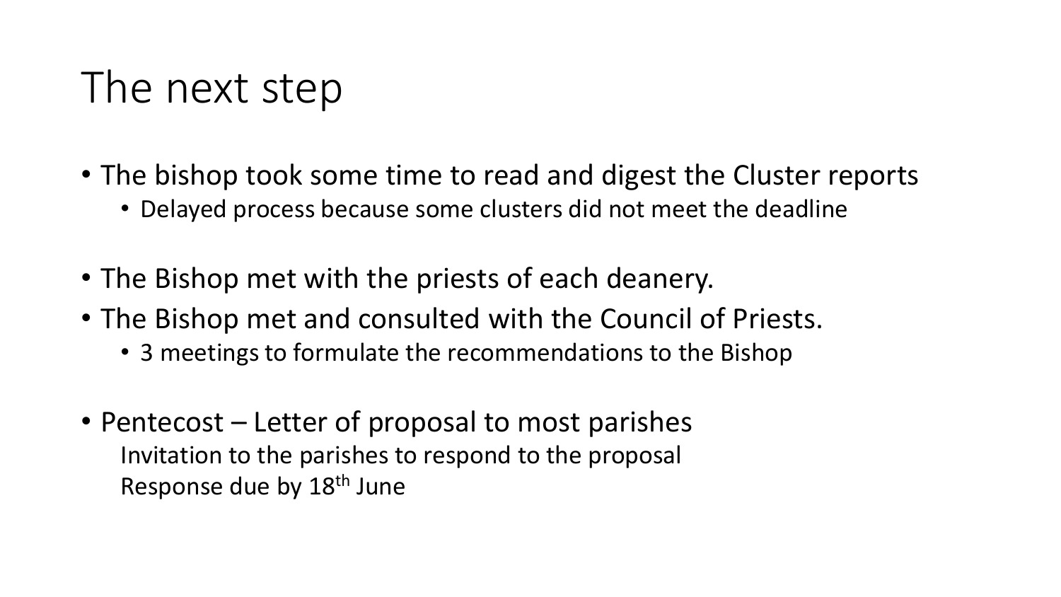# The next step

- The bishop took some time to read and digest the Cluster reports
  - Delayed process because some clusters did not meet the deadline
- The Bishop met with the priests of each deanery.
- The Bishop met and consulted with the Council of Priests.
  - 3 meetings to formulate the recommendations to the Bishop
- Pentecost – Letter of proposal to most parishes

  Invitation to the parishes to respond to the proposal

  Response due by 18th June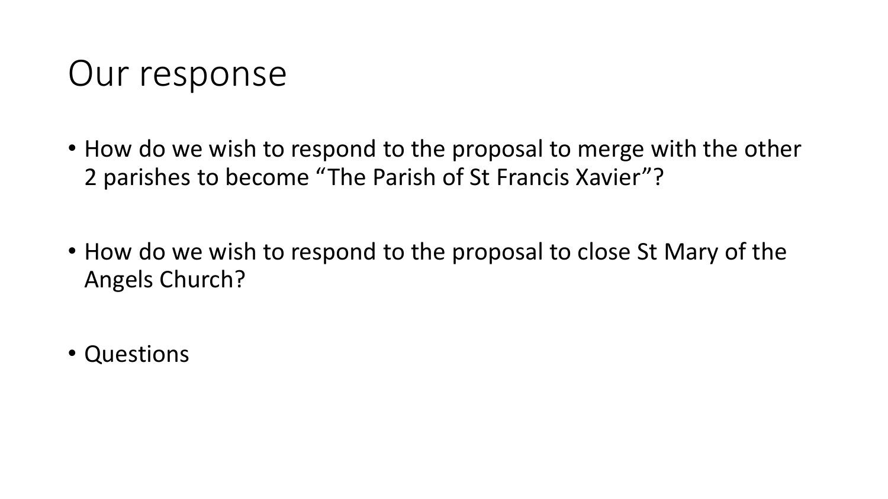# Our response

- How do we wish to respond to the proposal to merge with the other 2 parishes to become “The Parish of St Francis Xavier”?

- How do we wish to respond to the proposal to close St Mary of the Angels Church?

- Questions